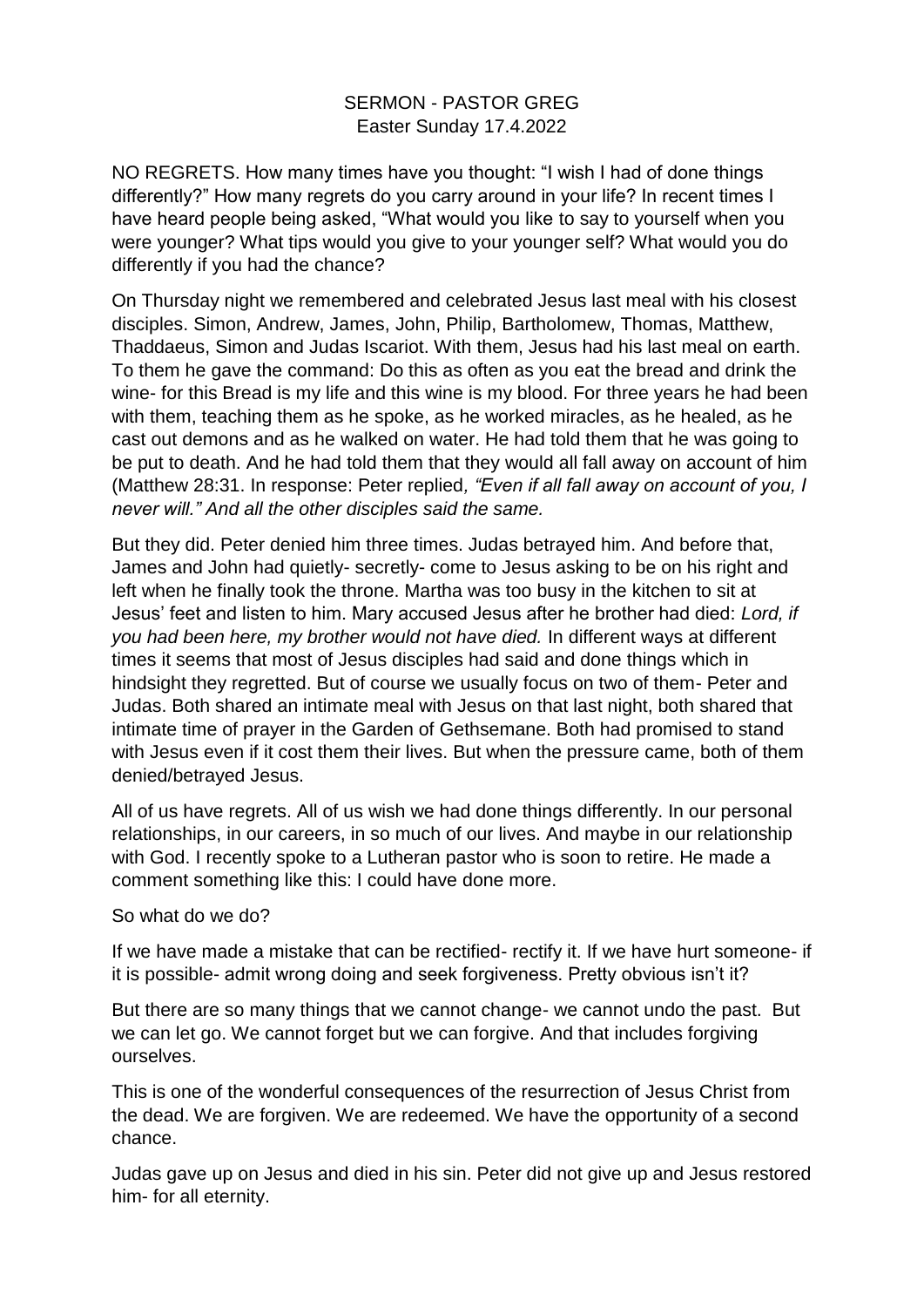SERMON - PASTOR GREG
Easter Sunday 17.4.2022

NO REGRETS. How many times have you thought: "I wish I had of done things differently?" How many regrets do you carry around in your life? In recent times I have heard people being asked, "What would you like to say to yourself when you were younger? What tips would you give to your younger self? What would you do differently if you had the chance?

On Thursday night we remembered and celebrated Jesus last meal with his closest disciples. Simon, Andrew, James, John, Philip, Bartholomew, Thomas, Matthew, Thaddaeus, Simon and Judas Iscariot. With them, Jesus had his last meal on earth. To them he gave the command: Do this as often as you eat the bread and drink the wine- for this Bread is my life and this wine is my blood. For three years he had been with them, teaching them as he spoke, as he worked miracles, as he healed, as he cast out demons and as he walked on water. He had told them that he was going to be put to death. And he had told them that they would all fall away on account of him (Matthew 28:31. In response: Peter replied*, "Even if all fall away on account of you, I never will." And all the other disciples said the same.*

But they did. Peter denied him three times. Judas betrayed him. And before that, James and John had quietly- secretly- come to Jesus asking to be on his right and left when he finally took the throne. Martha was too busy in the kitchen to sit at Jesus' feet and listen to him. Mary accused Jesus after he brother had died: *Lord, if you had been here, my brother would not have died.* In different ways at different times it seems that most of Jesus disciples had said and done things which in hindsight they regretted. But of course we usually focus on two of them- Peter and Judas. Both shared an intimate meal with Jesus on that last night, both shared that intimate time of prayer in the Garden of Gethsemane. Both had promised to stand with Jesus even if it cost them their lives. But when the pressure came, both of them denied/betrayed Jesus.

All of us have regrets. All of us wish we had done things differently. In our personal relationships, in our careers, in so much of our lives. And maybe in our relationship with God. I recently spoke to a Lutheran pastor who is soon to retire. He made a comment something like this: I could have done more.

So what do we do?

If we have made a mistake that can be rectified- rectify it. If we have hurt someone- if it is possible- admit wrong doing and seek forgiveness. Pretty obvious isn't it?

But there are so many things that we cannot change- we cannot undo the past. But we can let go. We cannot forget but we can forgive. And that includes forgiving ourselves.

This is one of the wonderful consequences of the resurrection of Jesus Christ from the dead. We are forgiven. We are redeemed. We have the opportunity of a second chance.

Judas gave up on Jesus and died in his sin. Peter did not give up and Jesus restored him- for all eternity.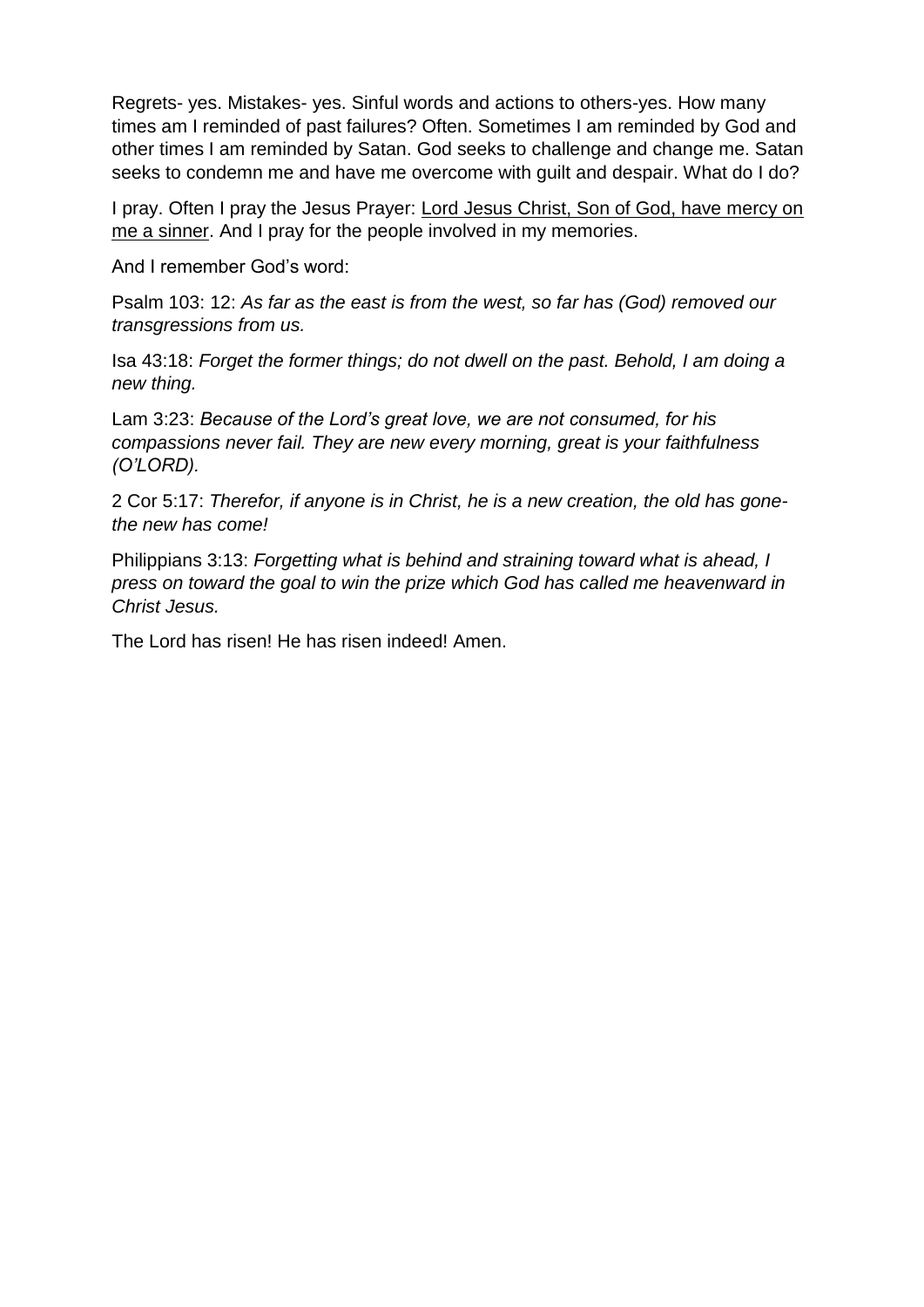Regrets- yes. Mistakes- yes. Sinful words and actions to others-yes. How many times am I reminded of past failures? Often. Sometimes I am reminded by God and other times I am reminded by Satan. God seeks to challenge and change me. Satan seeks to condemn me and have me overcome with guilt and despair. What do I do?

I pray. Often I pray the Jesus Prayer: Lord Jesus Christ, Son of God, have mercy on me a sinner. And I pray for the people involved in my memories.

And I remember God's word:

Psalm 103: 12: *As far as the east is from the west, so far has (God) removed our transgressions from us.*

Isa 43:18: *Forget the former things; do not dwell on the past. Behold, I am doing a new thing.*

Lam 3:23: *Because of the Lord's great love, we are not consumed, for his compassions never fail. They are new every morning, great is your faithfulness (O'LORD).*

2 Cor 5:17: *Therefor, if anyone is in Christ, he is a new creation, the old has gone-the new has come!*

Philippians 3:13: *Forgetting what is behind and straining toward what is ahead, I press on toward the goal to win the prize which God has called me heavenward in Christ Jesus.*

The Lord has risen! He has risen indeed! Amen.